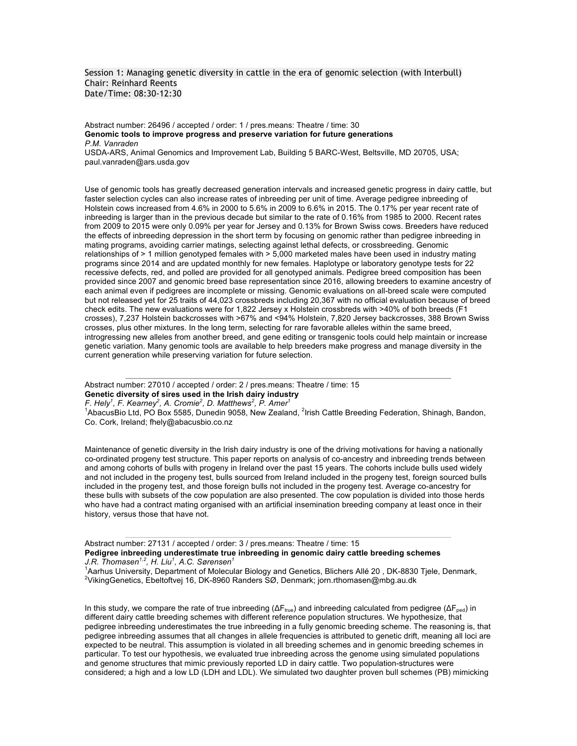Session 1: Managing genetic diversity in cattle in the era of genomic selection (with Interbull)
Chair: Reinhard Reents
Date/Time: 08:30-12:30

Abstract number: 26496 / accepted / order: 1 / pres.means: Theatre / time: 30

**Genomic tools to improve progress and preserve variation for future generations**

*P.M. Vanraden*

USDA-ARS, Animal Genomics and Improvement Lab, Building 5 BARC-West, Beltsville, MD 20705, USA; paul.vanraden@ars.usda.gov

Use of genomic tools has greatly decreased generation intervals and increased genetic progress in dairy cattle, but faster selection cycles can also increase rates of inbreeding per unit of time. Average pedigree inbreeding of Holstein cows increased from 4.6% in 2000 to 5.6% in 2009 to 6.6% in 2015. The 0.17% per year recent rate of inbreeding is larger than in the previous decade but similar to the rate of 0.16% from 1985 to 2000. Recent rates from 2009 to 2015 were only 0.09% per year for Jersey and 0.13% for Brown Swiss cows. Breeders have reduced the effects of inbreeding depression in the short term by focusing on genomic rather than pedigree inbreeding in mating programs, avoiding carrier matings, selecting against lethal defects, or crossbreeding. Genomic relationships of > 1 million genotyped females with > 5,000 marketed males have been used in industry mating programs since 2014 and are updated monthly for new females. Haplotype or laboratory genotype tests for 22 recessive defects, red, and polled are provided for all genotyped animals. Pedigree breed composition has been provided since 2007 and genomic breed base representation since 2016, allowing breeders to examine ancestry of each animal even if pedigrees are incomplete or missing. Genomic evaluations on all-breed scale were computed but not released yet for 25 traits of 44,023 crossbreds including 20,367 with no official evaluation because of breed check edits. The new evaluations were for 1,822 Jersey x Holstein crossbreds with >40% of both breeds (F1 crosses), 7,237 Holstein backcrosses with >67% and <94% Holstein, 7,820 Jersey backcrosses, 388 Brown Swiss crosses, plus other mixtures. In the long term, selecting for rare favorable alleles within the same breed, introgressing new alleles from another breed, and gene editing or transgenic tools could help maintain or increase genetic variation. Many genomic tools are available to help breeders make progress and manage diversity in the current generation while preserving variation for future selection.

---

Abstract number: 27010 / accepted / order: 2 / pres.means: Theatre / time: 15

**Genetic diversity of sires used in the Irish dairy industry**

*F. Hely[1], F. Kearney[2], A. Cromie[2], D. Matthews[2], P. Amer[1]*

[1]AbacusBio Ltd, PO Box 5585, Dunedin 9058, New Zealand, [2]Irish Cattle Breeding Federation, Shinagh, Bandon, Co. Cork, Ireland; fhely@abacusbio.co.nz

Maintenance of genetic diversity in the Irish dairy industry is one of the driving motivations for having a nationally co-ordinated progeny test structure. This paper reports on analysis of co-ancestry and inbreeding trends between and among cohorts of bulls with progeny in Ireland over the past 15 years. The cohorts include bulls used widely and not included in the progeny test, bulls sourced from Ireland included in the progeny test, foreign sourced bulls included in the progeny test, and those foreign bulls not included in the progeny test. Average co-ancestry for these bulls with subsets of the cow population are also presented. The cow population is divided into those herds who have had a contract mating organised with an artificial insemination breeding company at least once in their history, versus those that have not.

---

Abstract number: 27131 / accepted / order: 3 / pres.means: Theatre / time: 15

**Pedigree inbreeding underestimate true inbreeding in genomic dairy cattle breeding schemes**

*J.R. Thomasen[1,2], H. Liu[1], A.C. Sørensen[1]*

[1]Aarhus University, Department of Molecular Biology and Genetics, Blichers Allé 20 , DK-8830 Tjele, Denmark, [2]VikingGenetics, Ebeltoftvej 16, DK-8960 Randers SØ, Denmark; jorn.rthomasen@mbg.au.dk

In this study, we compare the rate of true inbreeding ($\Delta F_{true}$) and inbreeding calculated from pedigree ($\Delta F_{ped}$) in different dairy cattle breeding schemes with different reference population structures. We hypothesize, that pedigree inbreeding underestimates the true inbreeding in a fully genomic breeding scheme. The reasoning is, that pedigree inbreeding assumes that all changes in allele frequencies is attributed to genetic drift, meaning all loci are expected to be neutral. This assumption is violated in all breeding schemes and in genomic breeding schemes in particular. To test our hypothesis, we evaluated true inbreeding across the genome using simulated populations and genome structures that mimic previously reported LD in dairy cattle. Two population-structures were considered; a high and a low LD (LDH and LDL). We simulated two daughter proven bull schemes (PB) mimicking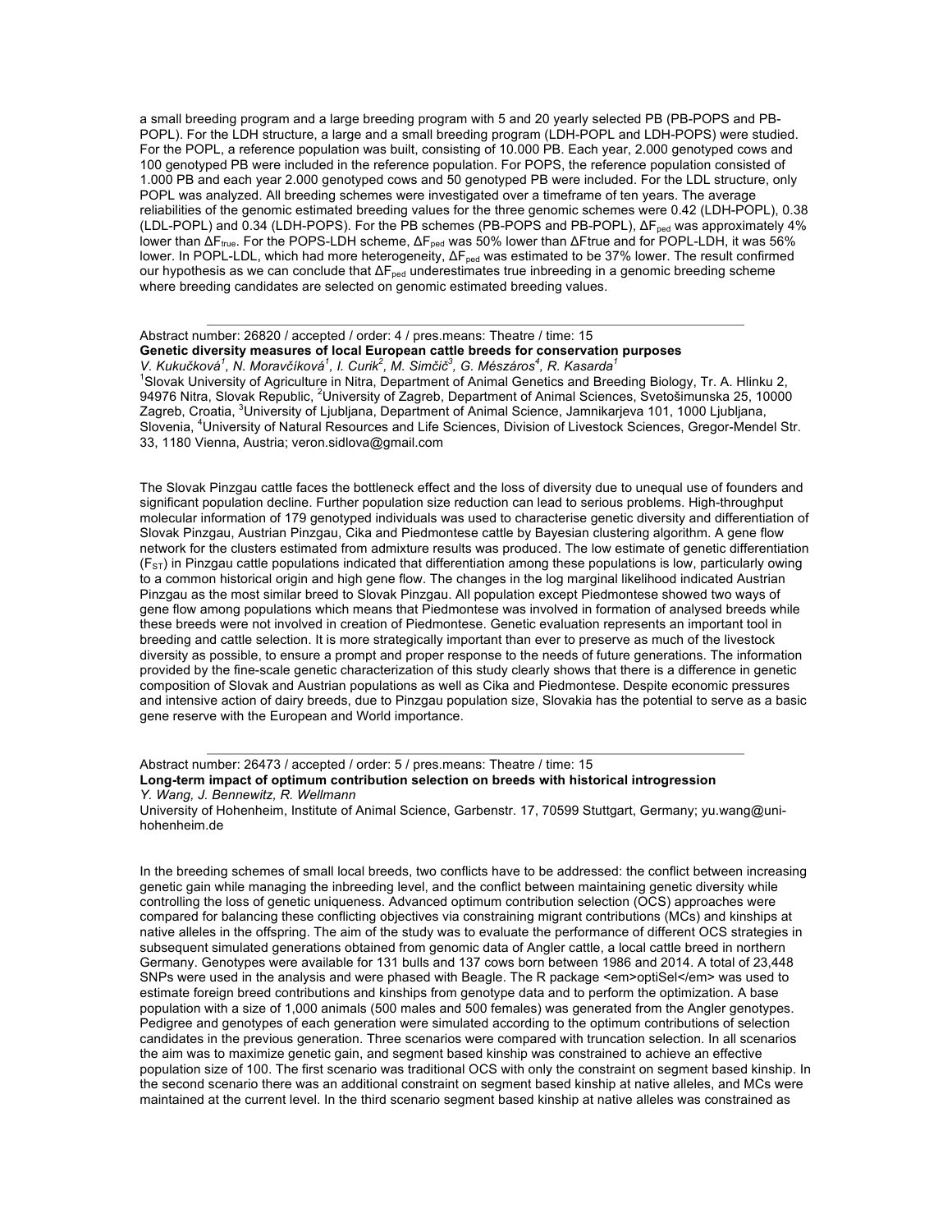a small breeding program and a large breeding program with 5 and 20 yearly selected PB (PB-POPS and PB-POPL). For the LDH structure, a large and a small breeding program (LDH-POPL and LDH-POPS) were studied. For the POPL, a reference population was built, consisting of 10.000 PB. Each year, 2.000 genotyped cows and 100 genotyped PB were included in the reference population. For POPS, the reference population consisted of 1.000 PB and each year 2.000 genotyped cows and 50 genotyped PB were included. For the LDL structure, only POPL was analyzed. All breeding schemes were investigated over a timeframe of ten years. The average reliabilities of the genomic estimated breeding values for the three genomic schemes were 0.42 (LDH-POPL), 0.38 (LDL-POPL) and 0.34 (LDH-POPS). For the PB schemes (PB-POPS and PB-POPL), $\Delta F_{ped}$ was approximately 4% lower than $\Delta F_{true}$. For the POPS-LDH scheme, $\Delta F_{ped}$ was 50% lower than $\Delta F_{true}$ and for POPL-LDH, it was 56% lower. In POPL-LDL, which had more heterogeneity, $\Delta F_{ped}$ was estimated to be 37% lower. The result confirmed our hypothesis as we can conclude that $\Delta F_{ped}$ underestimates true inbreeding in a genomic breeding scheme where breeding candidates are selected on genomic estimated breeding values.

---

Abstract number: 26820 / accepted / order: 4 / pres.means: Theatre / time: 15

**Genetic diversity measures of local European cattle breeds for conservation purposes**

*V. Kukučková[1], N. Moravčíková[1], I. Curik[2], M. Simčič[3], G. Mészáros[4], R. Kasarda[1]*

[1]Slovak University of Agriculture in Nitra, Department of Animal Genetics and Breeding Biology, Tr. A. Hlinku 2, 94976 Nitra, Slovak Republic, [2]University of Zagreb, Department of Animal Sciences, Svetošimunska 25, 10000 Zagreb, Croatia, [3]University of Ljubljana, Department of Animal Science, Jamnikarjeva 101, 1000 Ljubljana, Slovenia, [4]University of Natural Resources and Life Sciences, Division of Livestock Sciences, Gregor-Mendel Str. 33, 1180 Vienna, Austria; veron.sidlova@gmail.com

The Slovak Pinzgau cattle faces the bottleneck effect and the loss of diversity due to unequal use of founders and significant population decline. Further population size reduction can lead to serious problems. High-throughput molecular information of 179 genotyped individuals was used to characterise genetic diversity and differentiation of Slovak Pinzgau, Austrian Pinzgau, Cika and Piedmontese cattle by Bayesian clustering algorithm. A gene flow network for the clusters estimated from admixture results was produced. The low estimate of genetic differentiation ($F_{ST}$) in Pinzgau cattle populations indicated that differentiation among these populations is low, particularly owing to a common historical origin and high gene flow. The changes in the log marginal likelihood indicated Austrian Pinzgau as the most similar breed to Slovak Pinzgau. All population except Piedmontese showed two ways of gene flow among populations which means that Piedmontese was involved in formation of analysed breeds while these breeds were not involved in creation of Piedmontese. Genetic evaluation represents an important tool in breeding and cattle selection. It is more strategically important than ever to preserve as much of the livestock diversity as possible, to ensure a prompt and proper response to the needs of future generations. The information provided by the fine-scale genetic characterization of this study clearly shows that there is a difference in genetic composition of Slovak and Austrian populations as well as Cika and Piedmontese. Despite economic pressures and intensive action of dairy breeds, due to Pinzgau population size, Slovakia has the potential to serve as a basic gene reserve with the European and World importance.

---

Abstract number: 26473 / accepted / order: 5 / pres.means: Theatre / time: 15

**Long-term impact of optimum contribution selection on breeds with historical introgression**

*Y. Wang, J. Bennewitz, R. Wellmann*

University of Hohenheim, Institute of Animal Science, Garbenstr. 17, 70599 Stuttgart, Germany; yu.wang@uni-hohenheim.de

In the breeding schemes of small local breeds, two conflicts have to be addressed: the conflict between increasing genetic gain while managing the inbreeding level, and the conflict between maintaining genetic diversity while controlling the loss of genetic uniqueness. Advanced optimum contribution selection (OCS) approaches were compared for balancing these conflicting objectives via constraining migrant contributions (MCs) and kinships at native alleles in the offspring. The aim of the study was to evaluate the performance of different OCS strategies in subsequent simulated generations obtained from genomic data of Angler cattle, a local cattle breed in northern Germany. Genotypes were available for 131 bulls and 137 cows born between 1986 and 2014. A total of 23,448 SNPs were used in the analysis and were phased with Beagle. The R package <em>optiSel</em> was used to estimate foreign breed contributions and kinships from genotype data and to perform the optimization. A base population with a size of 1,000 animals (500 males and 500 females) was generated from the Angler genotypes. Pedigree and genotypes of each generation were simulated according to the optimum contributions of selection candidates in the previous generation. Three scenarios were compared with truncation selection. In all scenarios the aim was to maximize genetic gain, and segment based kinship was constrained to achieve an effective population size of 100. The first scenario was traditional OCS with only the constraint on segment based kinship. In the second scenario there was an additional constraint on segment based kinship at native alleles, and MCs were maintained at the current level. In the third scenario segment based kinship at native alleles was constrained as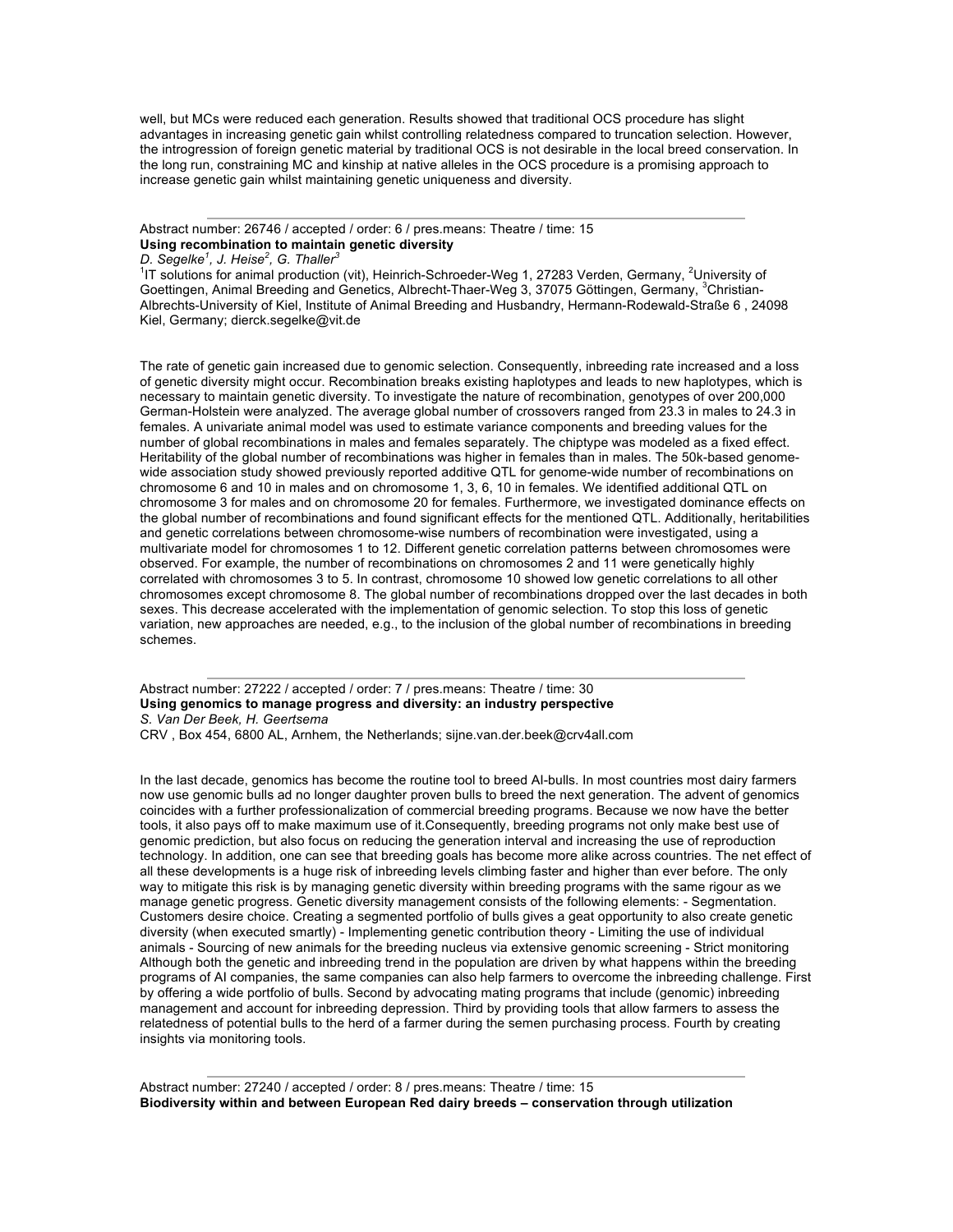well, but MCs were reduced each generation. Results showed that traditional OCS procedure has slight advantages in increasing genetic gain whilst controlling relatedness compared to truncation selection. However, the introgression of foreign genetic material by traditional OCS is not desirable in the local breed conservation. In the long run, constraining MC and kinship at native alleles in the OCS procedure is a promising approach to increase genetic gain whilst maintaining genetic uniqueness and diversity.

---

Abstract number: 26746 / accepted / order: 6 / pres.means: Theatre / time: 15

**Using recombination to maintain genetic diversity**

*D. Segelke[1], J. Heise[2], G. Thaller[3]*

[1]IT solutions for animal production (vit), Heinrich-Schroeder-Weg 1, 27283 Verden, Germany, [2]University of Goettingen, Animal Breeding and Genetics, Albrecht-Thaer-Weg 3, 37075 Göttingen, Germany, [3]Christian-Albrechts-University of Kiel, Institute of Animal Breeding and Husbandry, Hermann-Rodewald-Straße 6 , 24098 Kiel, Germany; dierck.segelke@vit.de

The rate of genetic gain increased due to genomic selection. Consequently, inbreeding rate increased and a loss of genetic diversity might occur. Recombination breaks existing haplotypes and leads to new haplotypes, which is necessary to maintain genetic diversity. To investigate the nature of recombination, genotypes of over 200,000 German-Holstein were analyzed. The average global number of crossovers ranged from 23.3 in males to 24.3 in females. A univariate animal model was used to estimate variance components and breeding values for the number of global recombinations in males and females separately. The chiptype was modeled as a fixed effect. Heritability of the global number of recombinations was higher in females than in males. The 50k-based genome-wide association study showed previously reported additive QTL for genome-wide number of recombinations on chromosome 6 and 10 in males and on chromosome 1, 3, 6, 10 in females. We identified additional QTL on chromosome 3 for males and on chromosome 20 for females. Furthermore, we investigated dominance effects on the global number of recombinations and found significant effects for the mentioned QTL. Additionally, heritabilities and genetic correlations between chromosome-wise numbers of recombination were investigated, using a multivariate model for chromosomes 1 to 12. Different genetic correlation patterns between chromosomes were observed. For example, the number of recombinations on chromosomes 2 and 11 were genetically highly correlated with chromosomes 3 to 5. In contrast, chromosome 10 showed low genetic correlations to all other chromosomes except chromosome 8. The global number of recombinations dropped over the last decades in both sexes. This decrease accelerated with the implementation of genomic selection. To stop this loss of genetic variation, new approaches are needed, e.g., to the inclusion of the global number of recombinations in breeding schemes.

---

Abstract number: 27222 / accepted / order: 7 / pres.means: Theatre / time: 30

**Using genomics to manage progress and diversity: an industry perspective**

*S. Van Der Beek, H. Geertsema*

CRV , Box 454, 6800 AL, Arnhem, the Netherlands; sijne.van.der.beek@crv4all.com

In the last decade, genomics has become the routine tool to breed AI-bulls. In most countries most dairy farmers now use genomic bulls ad no longer daughter proven bulls to breed the next generation. The advent of genomics coincides with a further professionalization of commercial breeding programs. Because we now have the better tools, it also pays off to make maximum use of it.Consequently, breeding programs not only make best use of genomic prediction, but also focus on reducing the generation interval and increasing the use of reproduction technology. In addition, one can see that breeding goals has become more alike across countries. The net effect of all these developments is a huge risk of inbreeding levels climbing faster and higher than ever before. The only way to mitigate this risk is by managing genetic diversity within breeding programs with the same rigour as we manage genetic progress. Genetic diversity management consists of the following elements: - Segmentation. Customers desire choice. Creating a segmented portfolio of bulls gives a geat opportunity to also create genetic diversity (when executed smartly) - Implementing genetic contribution theory - Limiting the use of individual animals - Sourcing of new animals for the breeding nucleus via extensive genomic screening - Strict monitoring Although both the genetic and inbreeding trend in the population are driven by what happens within the breeding programs of AI companies, the same companies can also help farmers to overcome the inbreeding challenge. First by offering a wide portfolio of bulls. Second by advocating mating programs that include (genomic) inbreeding management and account for inbreeding depression. Third by providing tools that allow farmers to assess the relatedness of potential bulls to the herd of a farmer during the semen purchasing process. Fourth by creating insights via monitoring tools.

---

Abstract number: 27240 / accepted / order: 8 / pres.means: Theatre / time: 15

**Biodiversity within and between European Red dairy breeds – conservation through utilization**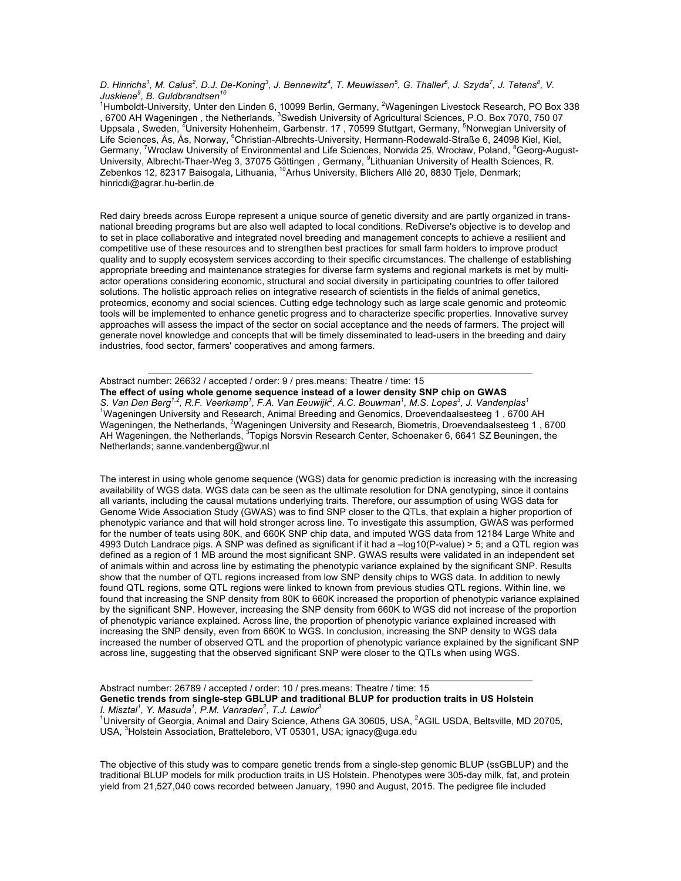*D. Hinrichs[1], M. Calus[2], D.J. De-Koning[3], J. Bennewitz[4], T. Meuwissen[5], G. Thaller[6], J. Szyda[7], J. Tetens[8], V. Juskiene[9], B. Guldbrandtsen[10]*

[1]Humboldt-University, Unter den Linden 6, 10099 Berlin, Germany, [2]Wageningen Livestock Research, PO Box 338 , 6700 AH Wageningen , the Netherlands, [3]Swedish University of Agricultural Sciences, P.O. Box 7070, 750 07 Uppsala , Sweden, [4]University Hohenheim, Garbenstr. 17 , 70599 Stuttgart, Germany, [5]Norwegian University of Life Sciences, Ås, Ås, Norway, [6]Christian-Albrechts-University, Hermann-Rodewald-Straße 6, 24098 Kiel, Kiel, Germany, [7]Wroclaw University of Environmental and Life Sciences, Norwida 25, Wrocław, Poland, [8]Georg-August-University, Albrecht-Thaer-Weg 3, 37075 Göttingen , Germany, [9]Lithuanian University of Health Sciences, R. Zebenkos 12, 82317 Baisogala, Lithuania, [10]Arhus University, Blichers Allé 20, 8830 Tjele, Denmark; hinricdi@agrar.hu-berlin.de

Red dairy breeds across Europe represent a unique source of genetic diversity and are partly organized in trans-national breeding programs but are also well adapted to local conditions. ReDiverse's objective is to develop and to set in place collaborative and integrated novel breeding and management concepts to achieve a resilient and competitive use of these resources and to strengthen best practices for small farm holders to improve product quality and to supply ecosystem services according to their specific circumstances. The challenge of establishing appropriate breeding and maintenance strategies for diverse farm systems and regional markets is met by multi-actor operations considering economic, structural and social diversity in participating countries to offer tailored solutions. The holistic approach relies on integrative research of scientists in the fields of animal genetics, proteomics, economy and social sciences. Cutting edge technology such as large scale genomic and proteomic tools will be implemented to enhance genetic progress and to characterize specific properties. Innovative survey approaches will assess the impact of the sector on social acceptance and the needs of farmers. The project will generate novel knowledge and concepts that will be timely disseminated to lead-users in the breeding and dairy industries, food sector, farmers' cooperatives and among farmers.

---

Abstract number: 26632 / accepted / order: 9 / pres.means: Theatre / time: 15

**The effect of using whole genome sequence instead of a lower density SNP chip on GWAS**

*S. Van Den Berg[1,2], R.F. Veerkamp[1], F.A. Van Eeuwijk[2], A.C. Bouwman[1], M.S. Lopes[3], J. Vandenplas[1]*

[1]Wageningen University and Research, Animal Breeding and Genomics, Droevendaalsesteeg 1 , 6700 AH Wageningen, the Netherlands, [2]Wageningen University and Research, Biometris, Droevendaalsesteeg 1 , 6700 AH Wageningen, the Netherlands, [3]Topigs Norsvin Research Center, Schoenaker 6, 6641 SZ Beuningen, the Netherlands; sanne.vandenberg@wur.nl

The interest in using whole genome sequence (WGS) data for genomic prediction is increasing with the increasing availability of WGS data. WGS data can be seen as the ultimate resolution for DNA genotyping, since it contains all variants, including the causal mutations underlying traits. Therefore, our assumption of using WGS data for Genome Wide Association Study (GWAS) was to find SNP closer to the QTLs, that explain a higher proportion of phenotypic variance and that will hold stronger across line. To investigate this assumption, GWAS was performed for the number of teats using 80K, and 660K SNP chip data, and imputed WGS data from 12184 Large White and 4993 Dutch Landrace pigs. A SNP was defined as significant if it had a $-\log10(\text{P-value}) > 5$; and a QTL region was defined as a region of 1 MB around the most significant SNP. GWAS results were validated in an independent set of animals within and across line by estimating the phenotypic variance explained by the significant SNP. Results show that the number of QTL regions increased from low SNP density chips to WGS data. In addition to newly found QTL regions, some QTL regions were linked to known from previous studies QTL regions. Within line, we found that increasing the SNP density from 80K to 660K increased the proportion of phenotypic variance explained by the significant SNP. However, increasing the SNP density from 660K to WGS did not increase of the proportion of phenotypic variance explained. Across line, the proportion of phenotypic variance explained increased with increasing the SNP density, even from 660K to WGS. In conclusion, increasing the SNP density to WGS data increased the number of observed QTL and the proportion of phenotypic variance explained by the significant SNP across line, suggesting that the observed significant SNP were closer to the QTLs when using WGS.

---

Abstract number: 26789 / accepted / order: 10 / pres.means: Theatre / time: 15

**Genetic trends from single-step GBLUP and traditional BLUP for production traits in US Holstein**

*I. Misztal[1], Y. Masuda[1], P.M. Vanraden[2], T.J. Lawlor[3]*

[1]University of Georgia, Animal and Dairy Science, Athens GA 30605, USA, [2]AGIL USDA, Beltsville, MD 20705, USA, [3]Holstein Association, Bratteleboro, VT 05301, USA; ignacy@uga.edu

The objective of this study was to compare genetic trends from a single-step genomic BLUP (ssGBLUP) and the traditional BLUP models for milk production traits in US Holstein. Phenotypes were 305-day milk, fat, and protein yield from 21,527,040 cows recorded between January, 1990 and August, 2015. The pedigree file included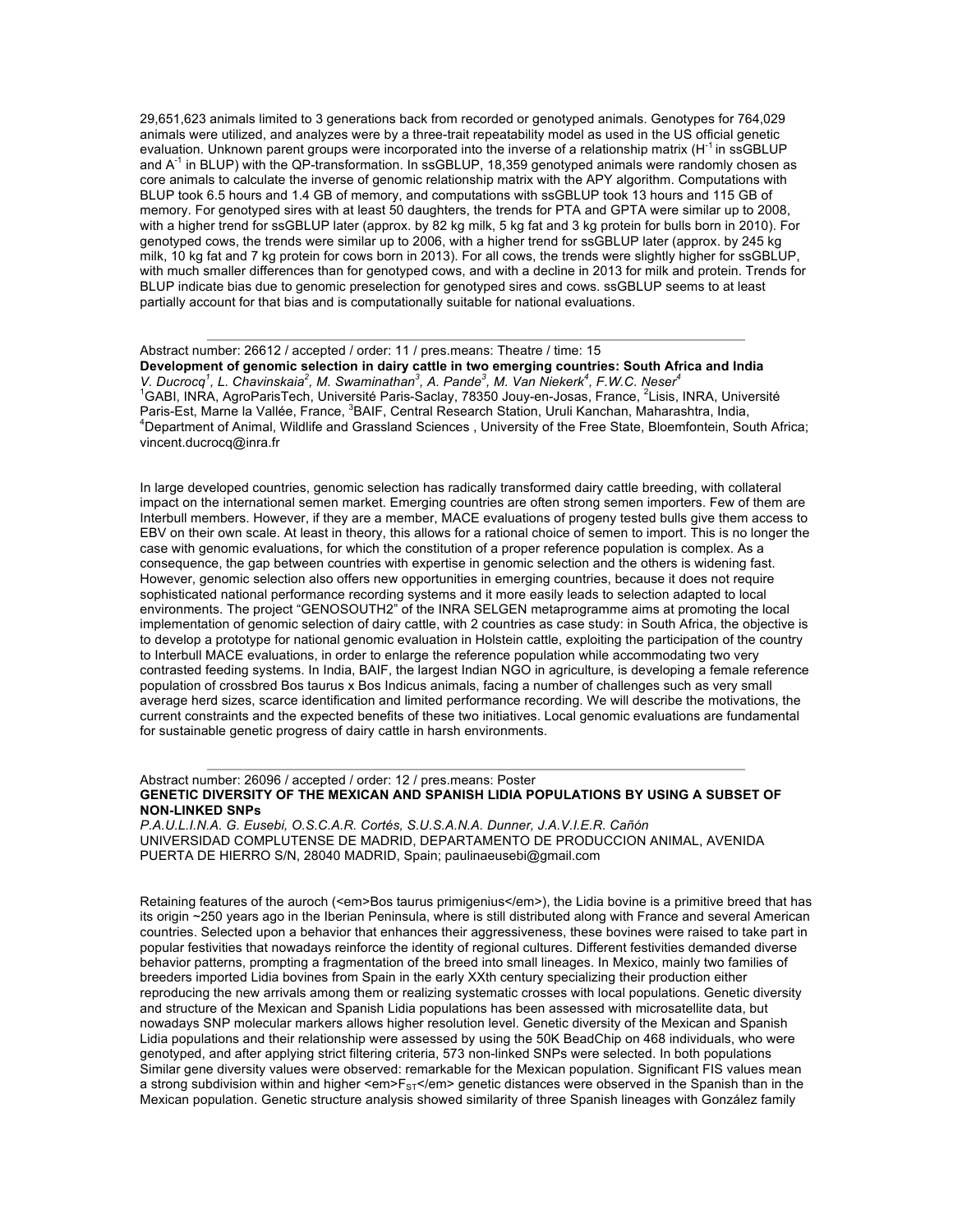29,651,623 animals limited to 3 generations back from recorded or genotyped animals. Genotypes for 764,029 animals were utilized, and analyzes were by a three-trait repeatability model as used in the US official genetic evaluation. Unknown parent groups were incorporated into the inverse of a relationship matrix ($H^{-1}$ in ssGBLUP and $A^{-1}$ in BLUP) with the QP-transformation. In ssGBLUP, 18,359 genotyped animals were randomly chosen as core animals to calculate the inverse of genomic relationship matrix with the APY algorithm. Computations with BLUP took 6.5 hours and 1.4 GB of memory, and computations with ssGBLUP took 13 hours and 115 GB of memory. For genotyped sires with at least 50 daughters, the trends for PTA and GPTA were similar up to 2008, with a higher trend for ssGBLUP later (approx. by 82 kg milk, 5 kg fat and 3 kg protein for bulls born in 2010). For genotyped cows, the trends were similar up to 2006, with a higher trend for ssGBLUP later (approx. by 245 kg milk, 10 kg fat and 7 kg protein for cows born in 2013). For all cows, the trends were slightly higher for ssGBLUP, with much smaller differences than for genotyped cows, and with a decline in 2013 for milk and protein. Trends for BLUP indicate bias due to genomic preselection for genotyped sires and cows. ssGBLUP seems to at least partially account for that bias and is computationally suitable for national evaluations.

---

Abstract number: 26612 / accepted / order: 11 / pres.means: Theatre / time: 15

**Development of genomic selection in dairy cattle in two emerging countries: South Africa and India**

*V. Ducrocq[1], L. Chavinskaia[2], M. Swaminathan[3], A. Pande[3], M. Van Niekerk[4], F.W.C. Neser[4]*

[1]GABI, INRA, AgroParisTech, Université Paris-Saclay, 78350 Jouy-en-Josas, France, [2]Lisis, INRA, Université Paris-Est, Marne la Vallée, France, [3]BAIF, Central Research Station, Uruli Kanchan, Maharashtra, India, [4]Department of Animal, Wildlife and Grassland Sciences , University of the Free State, Bloemfontein, South Africa; vincent.ducrocq@inra.fr

In large developed countries, genomic selection has radically transformed dairy cattle breeding, with collateral impact on the international semen market. Emerging countries are often strong semen importers. Few of them are Interbull members. However, if they are a member, MACE evaluations of progeny tested bulls give them access to EBV on their own scale. At least in theory, this allows for a rational choice of semen to import. This is no longer the case with genomic evaluations, for which the constitution of a proper reference population is complex. As a consequence, the gap between countries with expertise in genomic selection and the others is widening fast. However, genomic selection also offers new opportunities in emerging countries, because it does not require sophisticated national performance recording systems and it more easily leads to selection adapted to local environments. The project "GENOSOUTH2" of the INRA SELGEN metaprogramme aims at promoting the local implementation of genomic selection of dairy cattle, with 2 countries as case study: in South Africa, the objective is to develop a prototype for national genomic evaluation in Holstein cattle, exploiting the participation of the country to Interbull MACE evaluations, in order to enlarge the reference population while accommodating two very contrasted feeding systems. In India, BAIF, the largest Indian NGO in agriculture, is developing a female reference population of crossbred Bos taurus x Bos Indicus animals, facing a number of challenges such as very small average herd sizes, scarce identification and limited performance recording. We will describe the motivations, the current constraints and the expected benefits of these two initiatives. Local genomic evaluations are fundamental for sustainable genetic progress of dairy cattle in harsh environments.

---

Abstract number: 26096 / accepted / order: 12 / pres.means: Poster

**GENETIC DIVERSITY OF THE MEXICAN AND SPANISH LIDIA POPULATIONS BY USING A SUBSET OF NON-LINKED SNPs**

*P.A.U.L.I.N.A. G. Eusebi, O.S.C.A.R. Cortés, S.U.S.A.N.A. Dunner, J.A.V.I.E.R. Cañón*

UNIVERSIDAD COMPLUTENSE DE MADRID, DEPARTAMENTO DE PRODUCCION ANIMAL, AVENIDA PUERTA DE HIERRO S/N, 28040 MADRID, Spain; paulinaeusebi@gmail.com

Retaining features of the auroch (<em>Bos taurus primigenius</em>), the Lidia bovine is a primitive breed that has its origin ~250 years ago in the Iberian Peninsula, where is still distributed along with France and several American countries. Selected upon a behavior that enhances their aggressiveness, these bovines were raised to take part in popular festivities that nowadays reinforce the identity of regional cultures. Different festivities demanded diverse behavior patterns, prompting a fragmentation of the breed into small lineages. In Mexico, mainly two families of breeders imported Lidia bovines from Spain in the early XXth century specializing their production either reproducing the new arrivals among them or realizing systematic crosses with local populations. Genetic diversity and structure of the Mexican and Spanish Lidia populations has been assessed with microsatellite data, but nowadays SNP molecular markers allows higher resolution level. Genetic diversity of the Mexican and Spanish Lidia populations and their relationship were assessed by using the 50K BeadChip on 468 individuals, who were genotyped, and after applying strict filtering criteria, 573 non-linked SNPs were selected. In both populations Similar gene diversity values were observed: remarkable for the Mexican population. Significant FIS values mean a strong subdivision within and higher <em>$F_{ST}$</em> genetic distances were observed in the Spanish than in the Mexican population. Genetic structure analysis showed similarity of three Spanish lineages with González family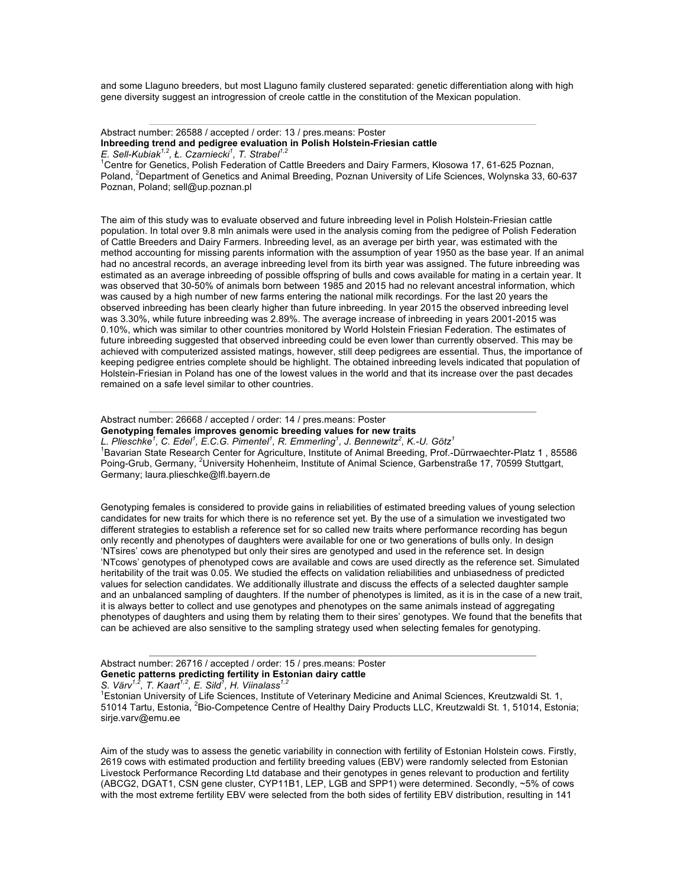and some Llaguno breeders, but most Llaguno family clustered separated: genetic differentiation along with high gene diversity suggest an introgression of creole cattle in the constitution of the Mexican population.

---

Abstract number: 26588 / accepted / order: 13 / pres.means: Poster

**Inbreeding trend and pedigree evaluation in Polish Holstein-Friesian cattle**

*E. Sell-Kubiak[1,2], Ł. Czarniecki[1], T. Strabel[1,2]*

[1]Centre for Genetics, Polish Federation of Cattle Breeders and Dairy Farmers, Kłosowa 17, 61-625 Poznan, Poland, [2]Department of Genetics and Animal Breeding, Poznan University of Life Sciences, Wolynska 33, 60-637 Poznan, Poland; sell@up.poznan.pl

The aim of this study was to evaluate observed and future inbreeding level in Polish Holstein-Friesian cattle population. In total over 9.8 mln animals were used in the analysis coming from the pedigree of Polish Federation of Cattle Breeders and Dairy Farmers. Inbreeding level, as an average per birth year, was estimated with the method accounting for missing parents information with the assumption of year 1950 as the base year. If an animal had no ancestral records, an average inbreeding level from its birth year was assigned. The future inbreeding was estimated as an average inbreeding of possible offspring of bulls and cows available for mating in a certain year. It was observed that 30-50% of animals born between 1985 and 2015 had no relevant ancestral information, which was caused by a high number of new farms entering the national milk recordings. For the last 20 years the observed inbreeding has been clearly higher than future inbreeding. In year 2015 the observed inbreeding level was 3.30%, while future inbreeding was 2.89%. The average increase of inbreeding in years 2001-2015 was 0.10%, which was similar to other countries monitored by World Holstein Friesian Federation. The estimates of future inbreeding suggested that observed inbreeding could be even lower than currently observed. This may be achieved with computerized assisted matings, however, still deep pedigrees are essential. Thus, the importance of keeping pedigree entries complete should be highlight. The obtained inbreeding levels indicated that population of Holstein-Friesian in Poland has one of the lowest values in the world and that its increase over the past decades remained on a safe level similar to other countries.

---

Abstract number: 26668 / accepted / order: 14 / pres.means: Poster

**Genotyping females improves genomic breeding values for new traits**

*L. Plieschke[1], C. Edel[1], E.C.G. Pimentel[1], R. Emmerling[1], J. Bennewitz[2], K.-U. Götz[1]*

[1]Bavarian State Research Center for Agriculture, Institute of Animal Breeding, Prof.-Dürrwaechter-Platz 1 , 85586 Poing-Grub, Germany, [2]University Hohenheim, Institute of Animal Science, Garbenstraße 17, 70599 Stuttgart, Germany; laura.plieschke@lfl.bayern.de

Genotyping females is considered to provide gains in reliabilities of estimated breeding values of young selection candidates for new traits for which there is no reference set yet. By the use of a simulation we investigated two different strategies to establish a reference set for so called new traits where performance recording has begun only recently and phenotypes of daughters were available for one or two generations of bulls only. In design 'NTsires' cows are phenotyped but only their sires are genotyped and used in the reference set. In design 'NTcows' genotypes of phenotyped cows are available and cows are used directly as the reference set. Simulated heritability of the trait was 0.05. We studied the effects on validation reliabilities and unbiasedness of predicted values for selection candidates. We additionally illustrate and discuss the effects of a selected daughter sample and an unbalanced sampling of daughters. If the number of phenotypes is limited, as it is in the case of a new trait, it is always better to collect and use genotypes and phenotypes on the same animals instead of aggregating phenotypes of daughters and using them by relating them to their sires' genotypes. We found that the benefits that can be achieved are also sensitive to the sampling strategy used when selecting females for genotyping.

---

Abstract number: 26716 / accepted / order: 15 / pres.means: Poster

**Genetic patterns predicting fertility in Estonian dairy cattle**

*S. Värv[1,2], T. Kaart[1,2], E. Sild[1], H. Viinalass[1,2]*

[1]Estonian University of Life Sciences, Institute of Veterinary Medicine and Animal Sciences, Kreutzwaldi St. 1, 51014 Tartu, Estonia, [2]Bio-Competence Centre of Healthy Dairy Products LLC, Kreutzwaldi St. 1, 51014, Estonia; sirje.varv@emu.ee

Aim of the study was to assess the genetic variability in connection with fertility of Estonian Holstein cows. Firstly, 2619 cows with estimated production and fertility breeding values (EBV) were randomly selected from Estonian Livestock Performance Recording Ltd database and their genotypes in genes relevant to production and fertility (ABCG2, DGAT1, CSN gene cluster, CYP11B1, LEP, LGB and SPP1) were determined. Secondly, ~5% of cows with the most extreme fertility EBV were selected from the both sides of fertility EBV distribution, resulting in 141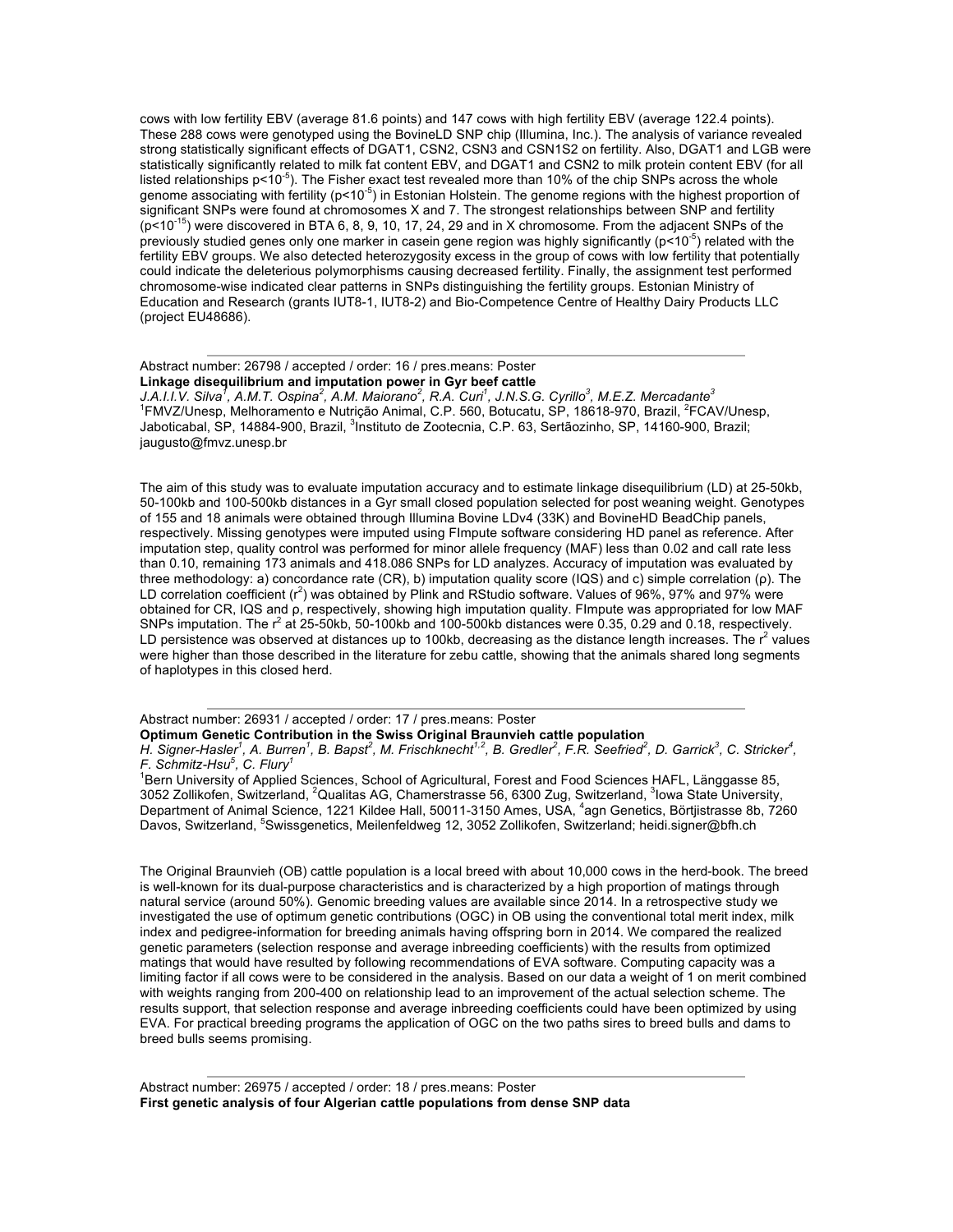cows with low fertility EBV (average 81.6 points) and 147 cows with high fertility EBV (average 122.4 points). These 288 cows were genotyped using the BovineLD SNP chip (Illumina, Inc.). The analysis of variance revealed strong statistically significant effects of DGAT1, CSN2, CSN3 and CSN1S2 on fertility. Also, DGAT1 and LGB were statistically significantly related to milk fat content EBV, and DGAT1 and CSN2 to milk protein content EBV (for all listed relationships $p<10^{-5}$). The Fisher exact test revealed more than 10% of the chip SNPs across the whole genome associating with fertility ($p<10^{-5}$) in Estonian Holstein. The genome regions with the highest proportion of significant SNPs were found at chromosomes X and 7. The strongest relationships between SNP and fertility ($p<10^{-15}$) were discovered in BTA 6, 8, 9, 10, 17, 24, 29 and in X chromosome. From the adjacent SNPs of the previously studied genes only one marker in casein gene region was highly significantly ($p<10^{-5}$) related with the fertility EBV groups. We also detected heterozygosity excess in the group of cows with low fertility that potentially could indicate the deleterious polymorphisms causing decreased fertility. Finally, the assignment test performed chromosome-wise indicated clear patterns in SNPs distinguishing the fertility groups. Estonian Ministry of Education and Research (grants IUT8-1, IUT8-2) and Bio-Competence Centre of Healthy Dairy Products LLC (project EU48686).

---

Abstract number: 26798 / accepted / order: 16 / pres.means: Poster

**Linkage disequilibrium and imputation power in Gyr beef cattle**

*J.A.I.I.V. Silva[1], A.M.T. Ospina[2], A.M. Maiorano[2], R.A. Curi[1], J.N.S.G. Cyrillo[3], M.E.Z. Mercadante[3]*

[1]FMVZ/Unesp, Melhoramento e Nutrição Animal, C.P. 560, Botucatu, SP, 18618-970, Brazil, [2]FCAV/Unesp, Jaboticabal, SP, 14884-900, Brazil, [3]Instituto de Zootecnia, C.P. 63, Sertãozinho, SP, 14160-900, Brazil; jaugusto@fmvz.unesp.br

The aim of this study was to evaluate imputation accuracy and to estimate linkage disequilibrium (LD) at 25-50kb, 50-100kb and 100-500kb distances in a Gyr small closed population selected for post weaning weight. Genotypes of 155 and 18 animals were obtained through Illumina Bovine LDv4 (33K) and BovineHD BeadChip panels, respectively. Missing genotypes were imputed using FImpute software considering HD panel as reference. After imputation step, quality control was performed for minor allele frequency (MAF) less than 0.02 and call rate less than 0.10, remaining 173 animals and 418.086 SNPs for LD analyzes. Accuracy of imputation was evaluated by three methodology: a) concordance rate (CR), b) imputation quality score (IQS) and c) simple correlation (ρ). The LD correlation coefficient ($r^2$) was obtained by Plink and RStudio software. Values of 96%, 97% and 97% were obtained for CR, IQS and ρ, respectively, showing high imputation quality. FImpute was appropriated for low MAF SNPs imputation. The $r^2$ at 25-50kb, 50-100kb and 100-500kb distances were 0.35, 0.29 and 0.18, respectively. LD persistence was observed at distances up to 100kb, decreasing as the distance length increases. The $r^2$ values were higher than those described in the literature for zebu cattle, showing that the animals shared long segments of haplotypes in this closed herd.

---

Abstract number: 26931 / accepted / order: 17 / pres.means: Poster

**Optimum Genetic Contribution in the Swiss Original Braunvieh cattle population**

*H. Signer-Hasler[1], A. Burren[1], B. Bapst[2], M. Frischknecht[1,2], B. Gredler[2], F.R. Seefried[2], D. Garrick[3], C. Stricker[4], F. Schmitz-Hsu[5], C. Flury[1]*

[1]Bern University of Applied Sciences, School of Agricultural, Forest and Food Sciences HAFL, Länggasse 85, 3052 Zollikofen, Switzerland, [2]Qualitas AG, Chamerstrasse 56, 6300 Zug, Switzerland, [3]Iowa State University, Department of Animal Science, 1221 Kildee Hall, 50011-3150 Ames, USA, [4]agn Genetics, Börtjistrasse 8b, 7260 Davos, Switzerland, [5]Swissgenetics, Meilenfeldweg 12, 3052 Zollikofen, Switzerland; heidi.signer@bfh.ch

The Original Braunvieh (OB) cattle population is a local breed with about 10,000 cows in the herd-book. The breed is well-known for its dual-purpose characteristics and is characterized by a high proportion of matings through natural service (around 50%). Genomic breeding values are available since 2014. In a retrospective study we investigated the use of optimum genetic contributions (OGC) in OB using the conventional total merit index, milk index and pedigree-information for breeding animals having offspring born in 2014. We compared the realized genetic parameters (selection response and average inbreeding coefficients) with the results from optimized matings that would have resulted by following recommendations of EVA software. Computing capacity was a limiting factor if all cows were to be considered in the analysis. Based on our data a weight of 1 on merit combined with weights ranging from 200-400 on relationship lead to an improvement of the actual selection scheme. The results support, that selection response and average inbreeding coefficients could have been optimized by using EVA. For practical breeding programs the application of OGC on the two paths sires to breed bulls and dams to breed bulls seems promising.

---

Abstract number: 26975 / accepted / order: 18 / pres.means: Poster

**First genetic analysis of four Algerian cattle populations from dense SNP data**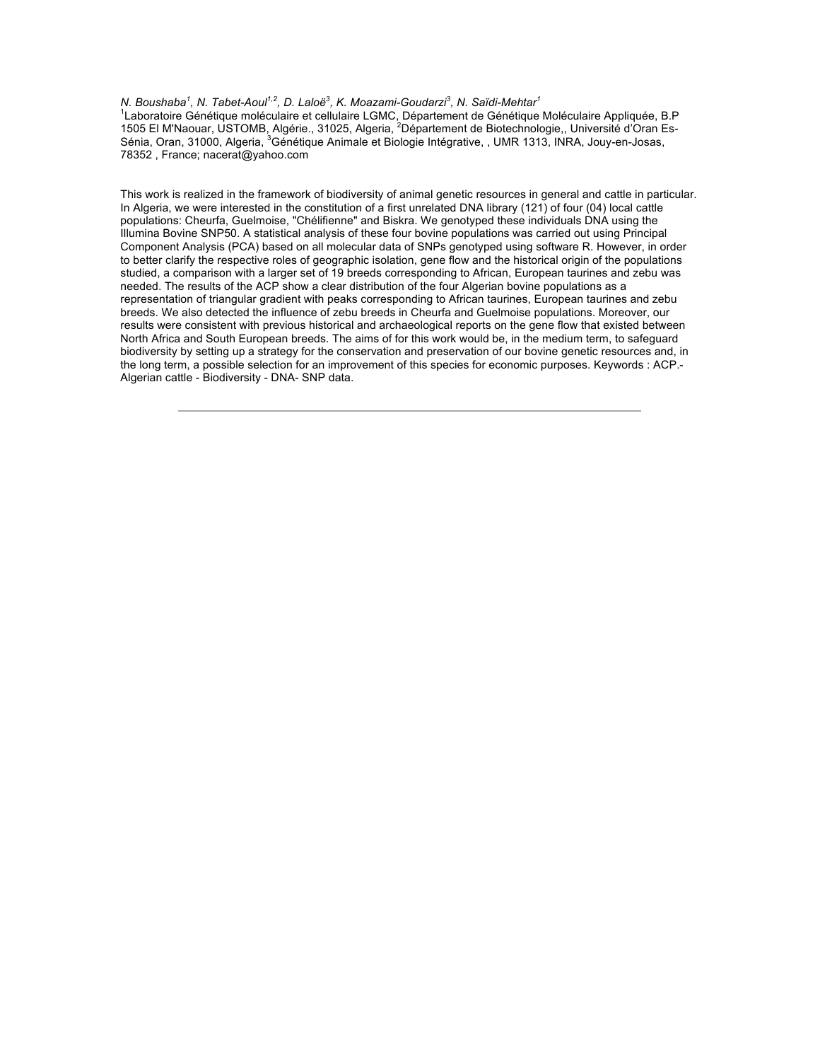*N. Boushaba[1], N. Tabet-Aoul[1,2], D. Laloë[3], K. Moazami-Goudarzi[3], N. Saïdi-Mehtar[1]*
[1]Laboratoire Génétique moléculaire et cellulaire LGMC, Département de Génétique Moléculaire Appliquée, B.P 1505 El M'Naouar, USTOMB, Algérie., 31025, Algeria, [2]Département de Biotechnologie,, Université d'Oran Es-Sénia, Oran, 31000, Algeria, [3]Génétique Animale et Biologie Intégrative, , UMR 1313, INRA, Jouy-en-Josas, 78352 , France; nacerat@yahoo.com

This work is realized in the framework of biodiversity of animal genetic resources in general and cattle in particular. In Algeria, we were interested in the constitution of a first unrelated DNA library (121) of four (04) local cattle populations: Cheurfa, Guelmoise, "Chélifienne" and Biskra. We genotyped these individuals DNA using the Illumina Bovine SNP50. A statistical analysis of these four bovine populations was carried out using Principal Component Analysis (PCA) based on all molecular data of SNPs genotyped using software R. However, in order to better clarify the respective roles of geographic isolation, gene flow and the historical origin of the populations studied, a comparison with a larger set of 19 breeds corresponding to African, European taurines and zebu was needed. The results of the ACP show a clear distribution of the four Algerian bovine populations as a representation of triangular gradient with peaks corresponding to African taurines, European taurines and zebu breeds. We also detected the influence of zebu breeds in Cheurfa and Guelmoise populations. Moreover, our results were consistent with previous historical and archaeological reports on the gene flow that existed between North Africa and South European breeds. The aims of for this work would be, in the medium term, to safeguard biodiversity by setting up a strategy for the conservation and preservation of our bovine genetic resources and, in the long term, a possible selection for an improvement of this species for economic purposes. Keywords : ACP.- Algerian cattle - Biodiversity - DNA- SNP data.

---